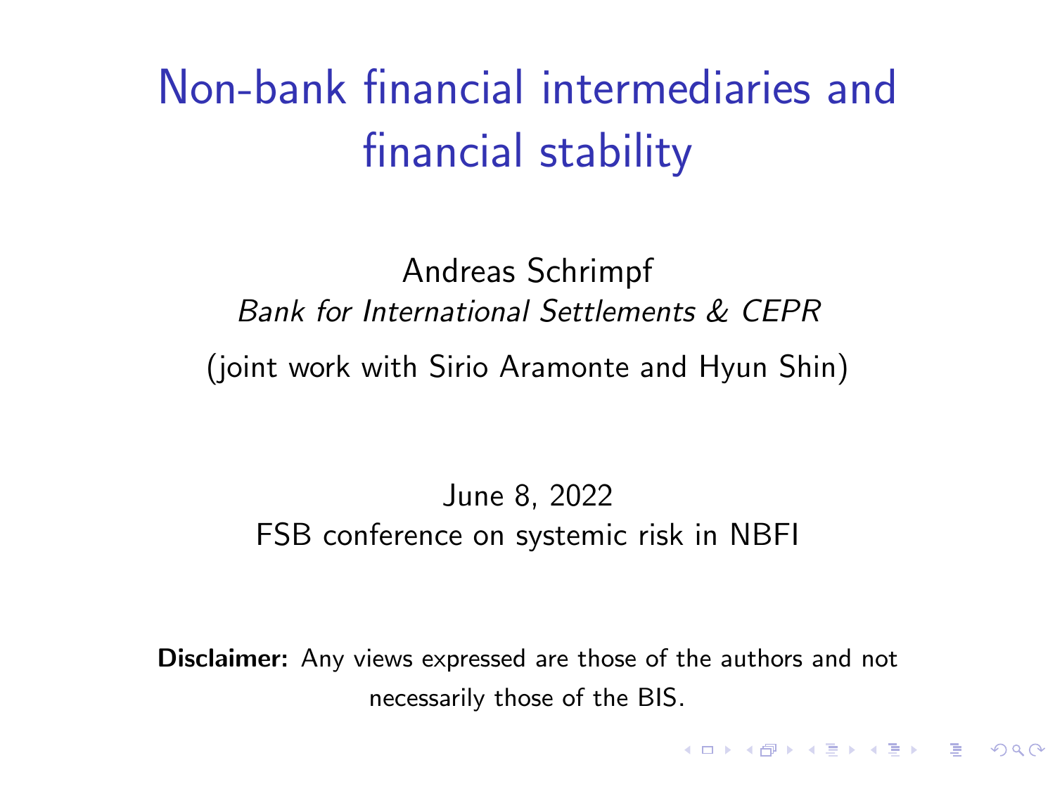# Non-bank financial intermediaries and financial stability

Andreas Schrimpf

*Bank for International Settlements & CEPR*

(joint work with Sirio Aramonte and Hyun Shin)

June 8, 2022

FSB conference on systemic risk in NBFI

**Disclaimer:** Any views expressed are those of the authors and not necessarily those of the BIS.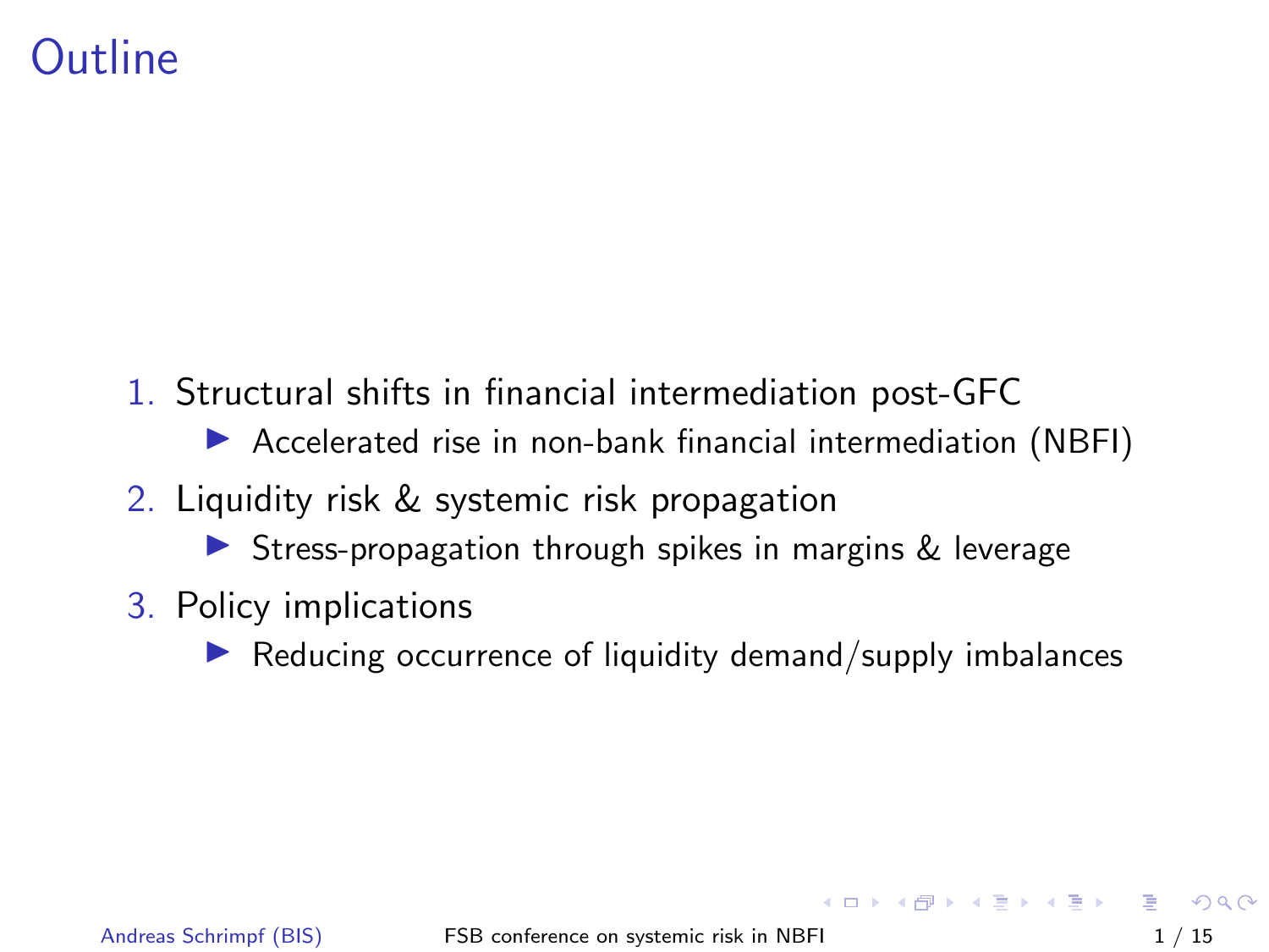# Outline

1. Structural shifts in financial intermediation post-GFC
   - Accelerated rise in non-bank financial intermediation (NBFI)
2. Liquidity risk & systemic risk propagation
   - Stress-propagation through spikes in margins & leverage
3. Policy implications
   - Reducing occurrence of liquidity demand/supply imbalances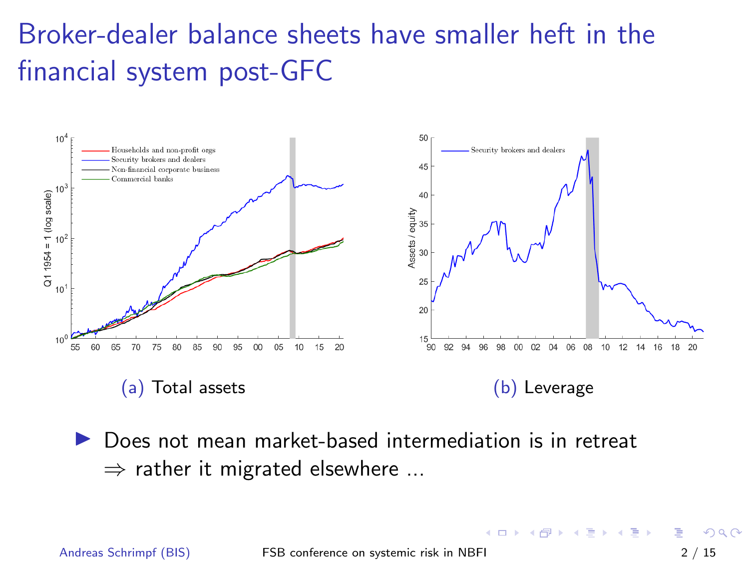# Broker-dealer balance sheets have smaller heft in the financial system post-GFC

(a) Total assets

(b) Leverage

- Does not mean market-based intermediation is in retreat
  $\Rightarrow$ rather it migrated elsewhere ...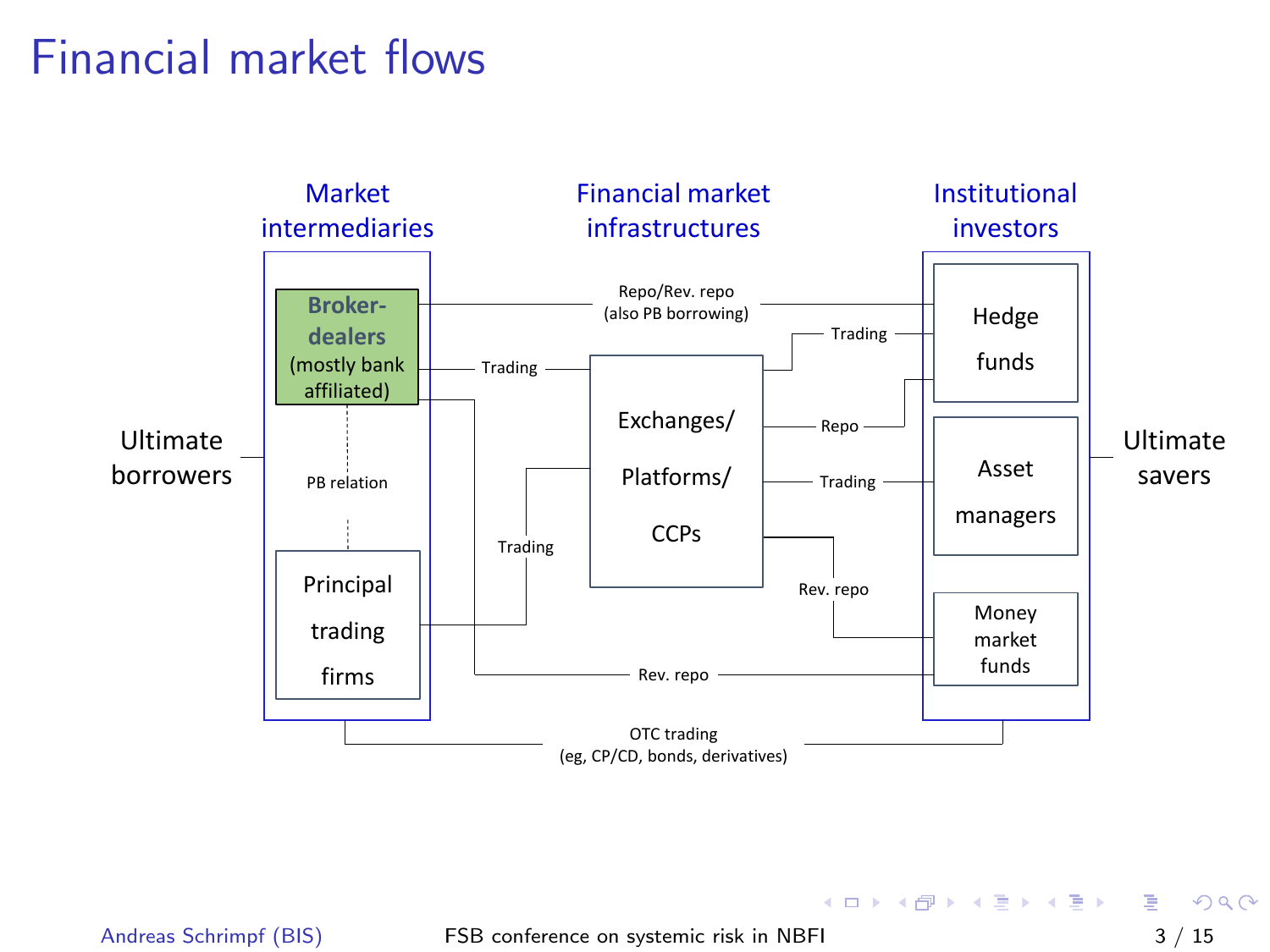# Financial market flows

Market intermediaries

Financial market infrastructures

Institutional investors

Ultimate borrowers

**Broker-dealers** (mostly bank affiliated)

PB relation

Principal trading firms

Exchanges/ Platforms/ CCPs

Hedge funds

Asset managers

Money market funds

Ultimate savers

Repo/Rev. repo (also PB borrowing)

Trading

Trading

Repo

Trading

Trading

Rev. repo

Rev. repo

OTC trading (eg, CP/CD, bonds, derivatives)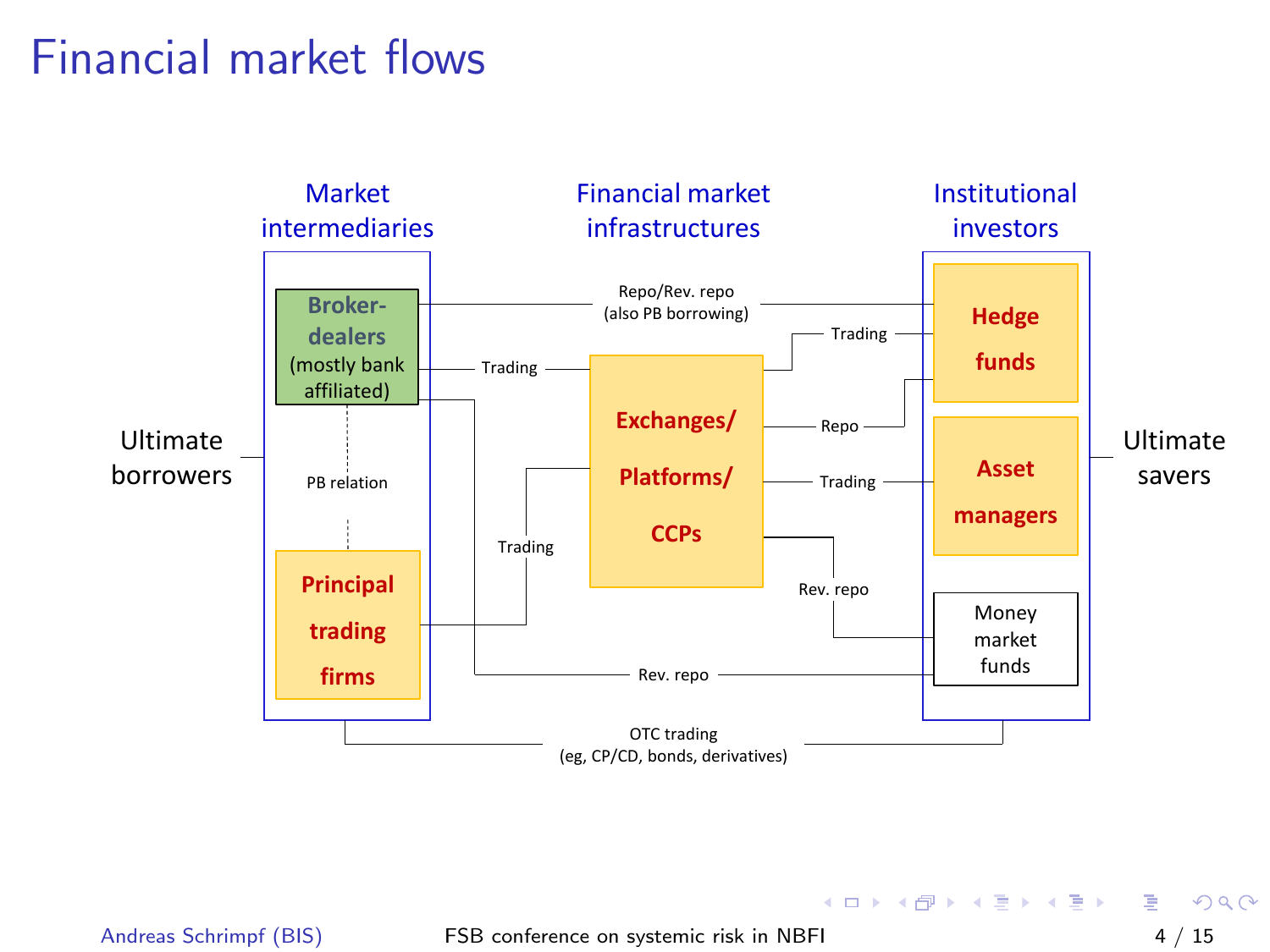# Financial market flows

Market intermediaries

Financial market infrastructures

Institutional investors

Ultimate borrowers

Broker-dealers (mostly bank affiliated)

PB relation

Principal trading firms

Repo/Rev. repo (also PB borrowing)

Trading

Exchanges/ Platforms/ CCPs

Trading

Trading

Repo

Trading

Rev. repo

Rev. repo

Hedge funds

Asset managers

Money market funds

Ultimate savers

OTC trading (eg, CP/CD, bonds, derivatives)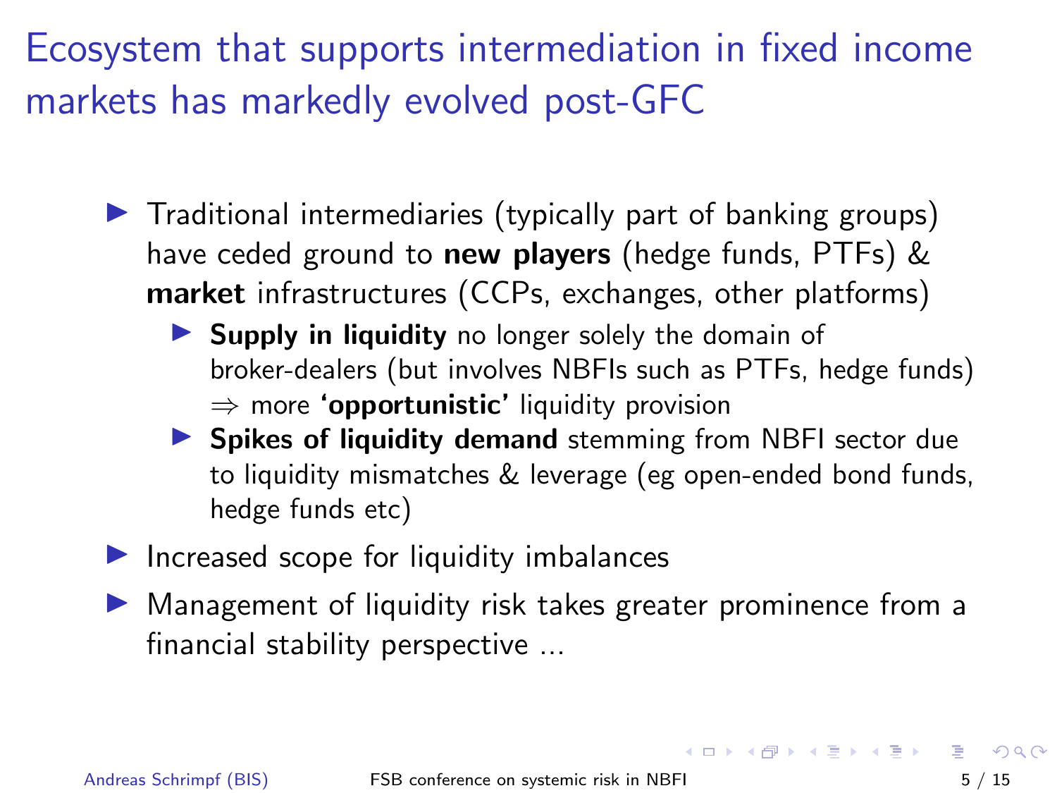# Ecosystem that supports intermediation in fixed income markets has markedly evolved post-GFC

- Traditional intermediaries (typically part of banking groups) have ceded ground to **new players** (hedge funds, PTFs) & **market** infrastructures (CCPs, exchanges, other platforms)
  - **Supply in liquidity** no longer solely the domain of broker-dealers (but involves NBFIs such as PTFs, hedge funds) $\Rightarrow$ more **'opportunistic'** liquidity provision
  - **Spikes of liquidity demand** stemming from NBFI sector due to liquidity mismatches & leverage (eg open-ended bond funds, hedge funds etc)
- Increased scope for liquidity imbalances
- Management of liquidity risk takes greater prominence from a financial stability perspective ...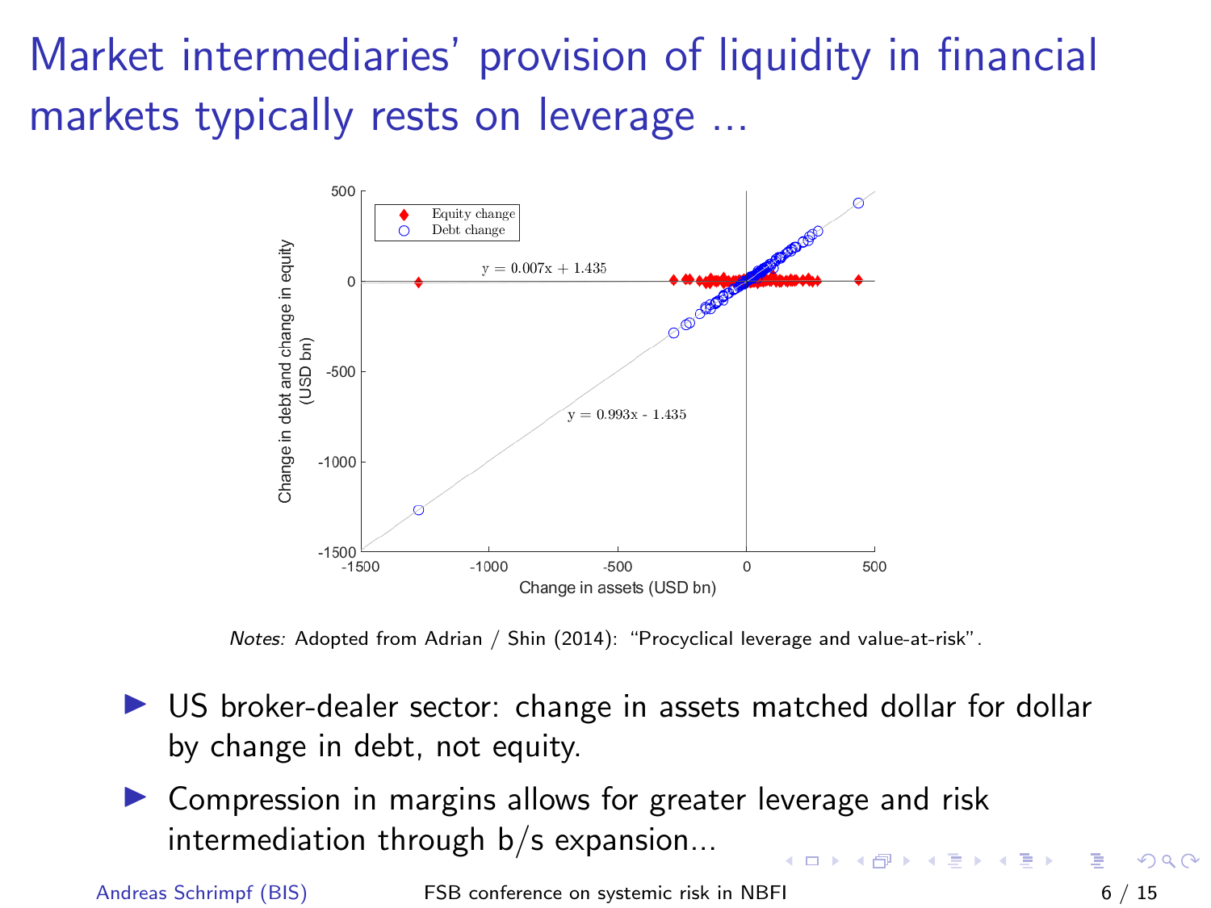# Market intermediaries' provision of liquidity in financial markets typically rests on leverage ...

*Notes:* Adopted from Adrian / Shin (2014): "Procyclical leverage and value-at-risk".

- US broker-dealer sector: change in assets matched dollar for dollar by change in debt, not equity.
- Compression in margins allows for greater leverage and risk intermediation through b/s expansion...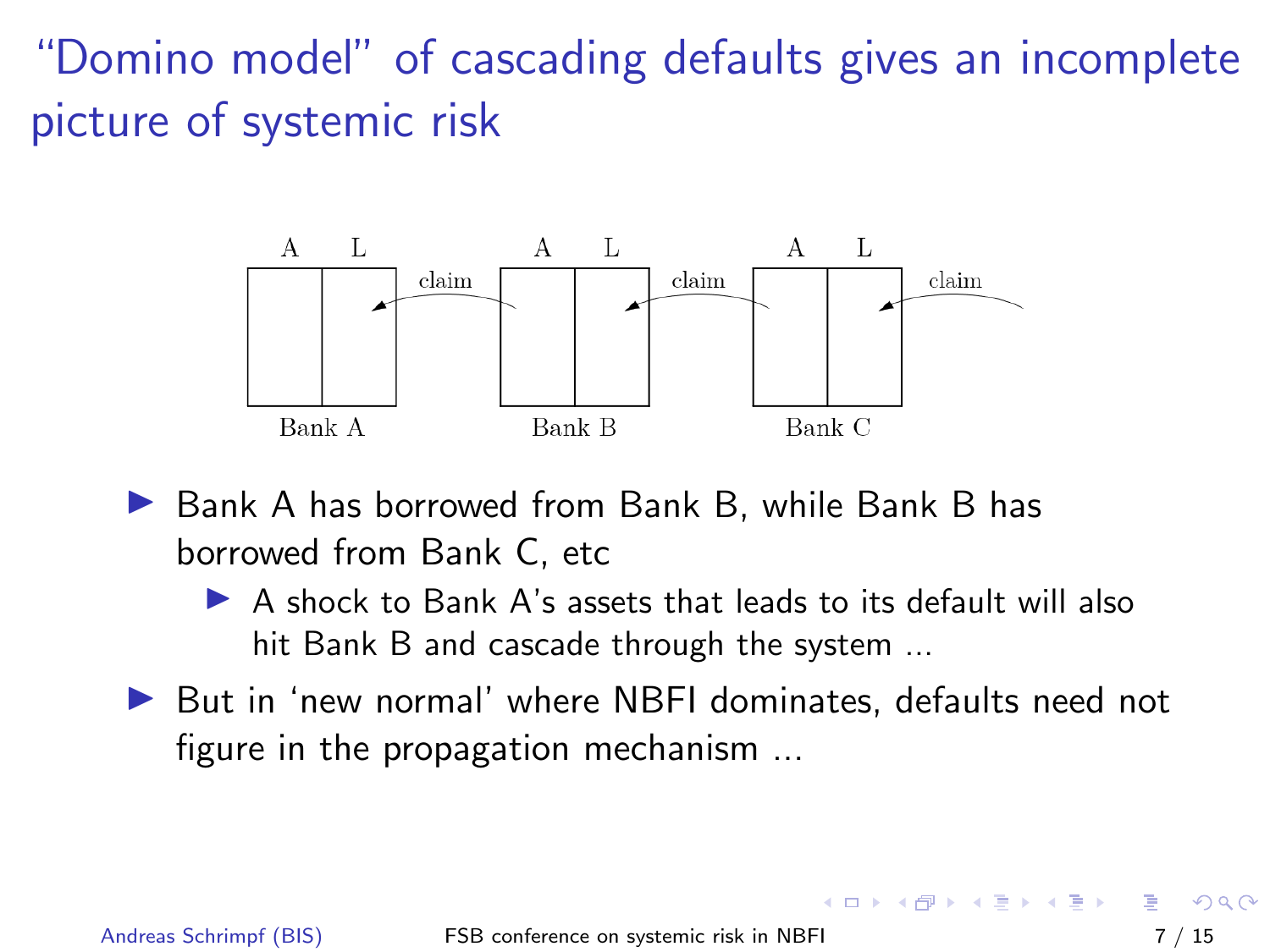# "Domino model" of cascading defaults gives an incomplete picture of systemic risk

| | A | L | | A | L | | A | L | |
|---|---|---|---|---|---|---|---|---|---|
| Bank A | | ← claim | | Bank B | ← claim | | Bank C | ← claim | |

- Bank A has borrowed from Bank B, while Bank B has borrowed from Bank C, etc
  - A shock to Bank A's assets that leads to its default will also hit Bank B and cascade through the system ...
- But in 'new normal' where NBFI dominates, defaults need not figure in the propagation mechanism ...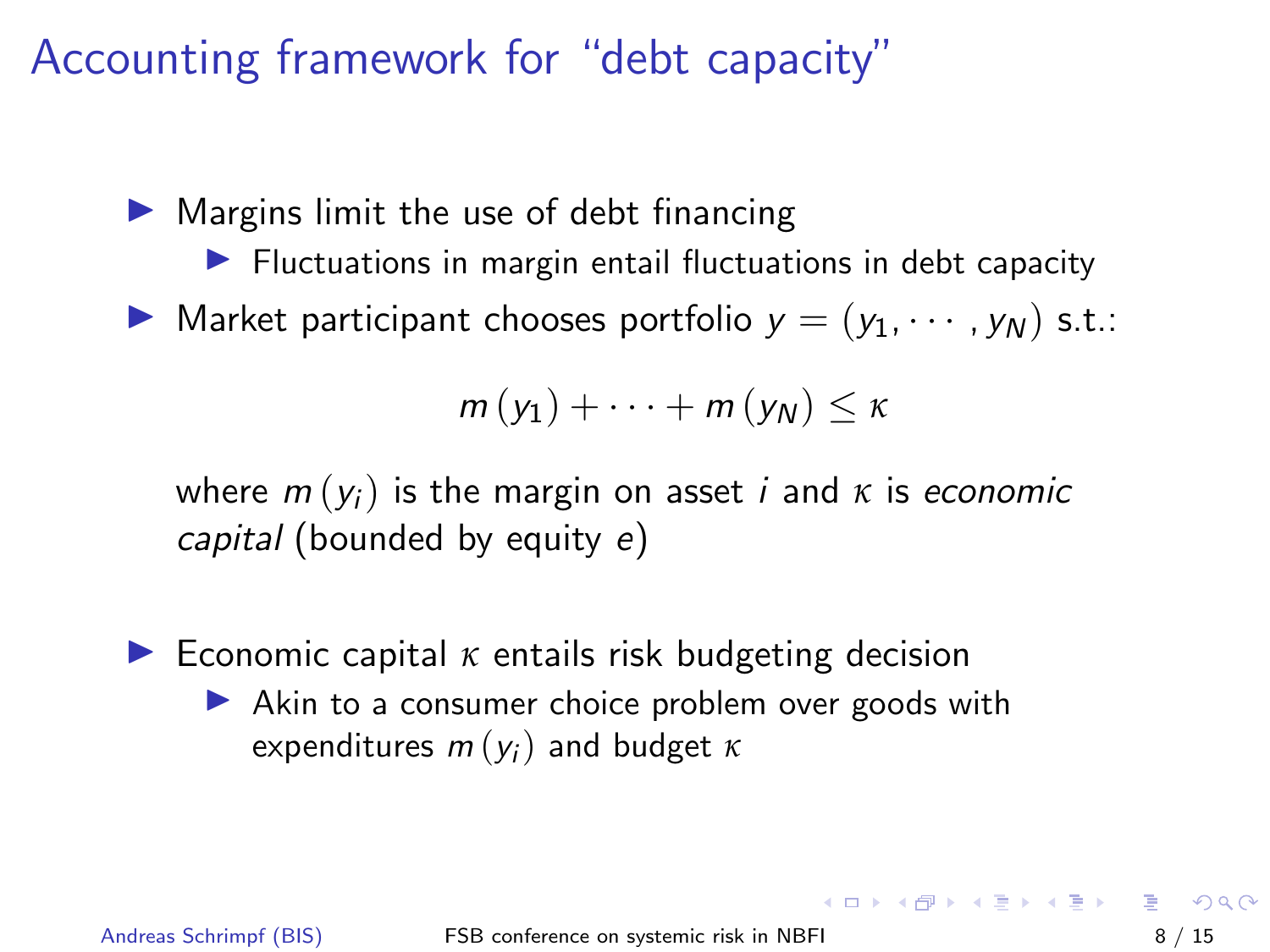# Accounting framework for "debt capacity"

- Margins limit the use of debt financing
  - Fluctuations in margin entail fluctuations in debt capacity
- Market participant chooses portfolio $y = (y_1, \cdots, y_N)$ s.t.:

$$m(y_1) + \cdots + m(y_N) \leq \kappa$$

where $m(y_i)$ is the margin on asset $i$ and $\kappa$ is *economic capital* (bounded by equity $e$)

- Economic capital $\kappa$ entails risk budgeting decision
  - Akin to a consumer choice problem over goods with expenditures $m(y_i)$ and budget $\kappa$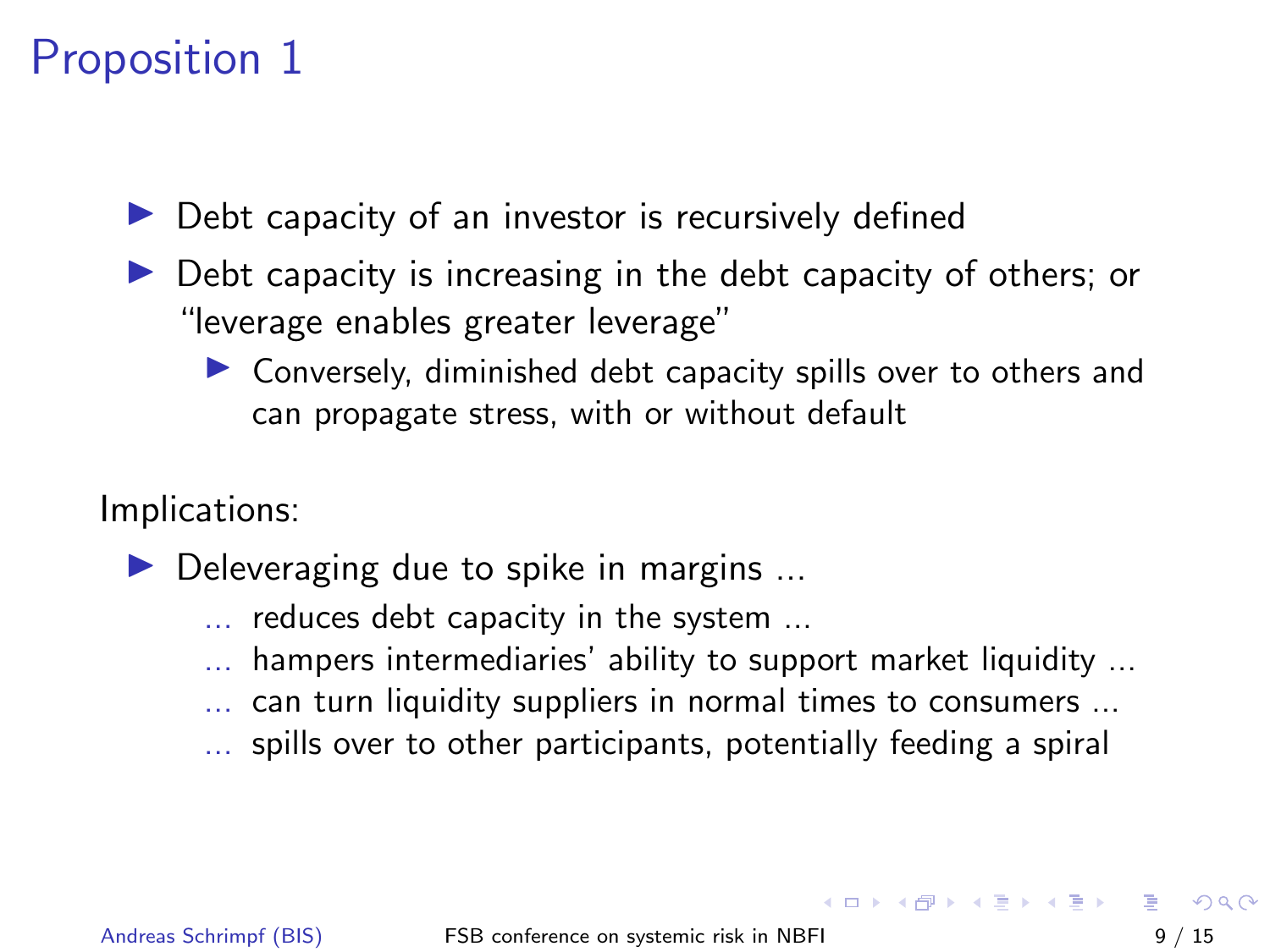# Proposition 1

- Debt capacity of an investor is recursively defined
- Debt capacity is increasing in the debt capacity of others; or "leverage enables greater leverage"
  - Conversely, diminished debt capacity spills over to others and can propagate stress, with or without default

Implications:

- Deleveraging due to spike in margins ...
  - ... reduces debt capacity in the system ...
  - ... hampers intermediaries' ability to support market liquidity ...
  - ... can turn liquidity suppliers in normal times to consumers ...
  - ... spills over to other participants, potentially feeding a spiral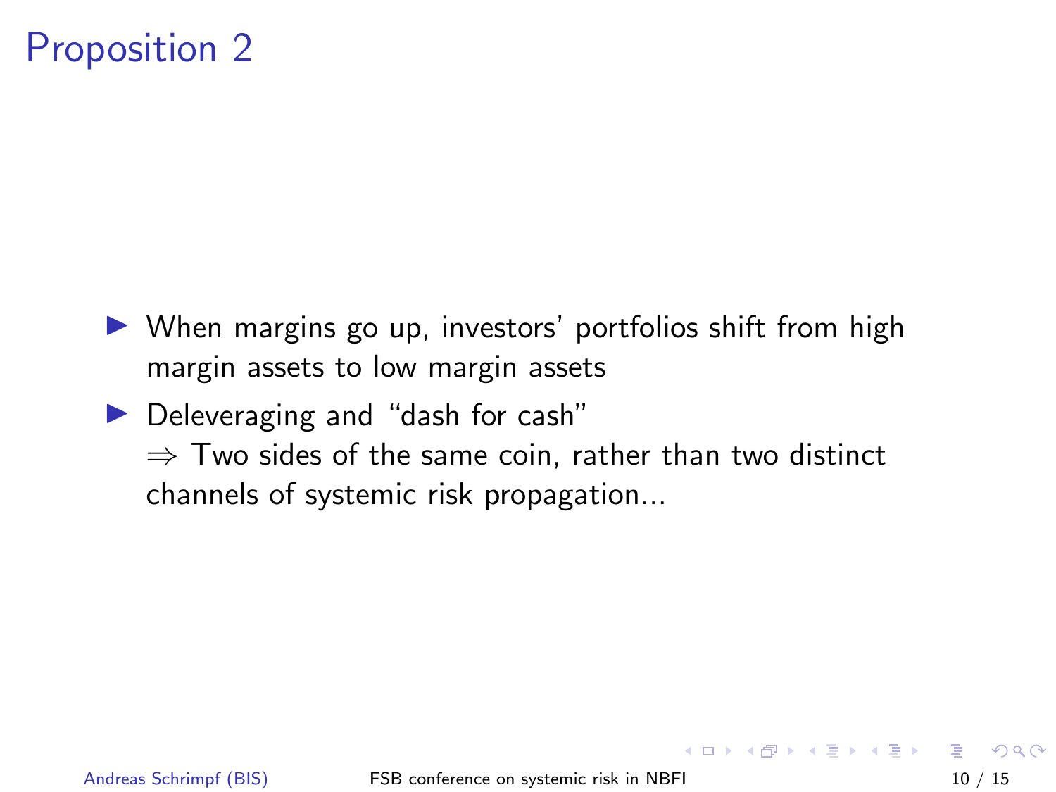# Proposition 2

- When margins go up, investors' portfolios shift from high margin assets to low margin assets
- Deleveraging and "dash for cash"
  $\Rightarrow$ Two sides of the same coin, rather than two distinct channels of systemic risk propagation...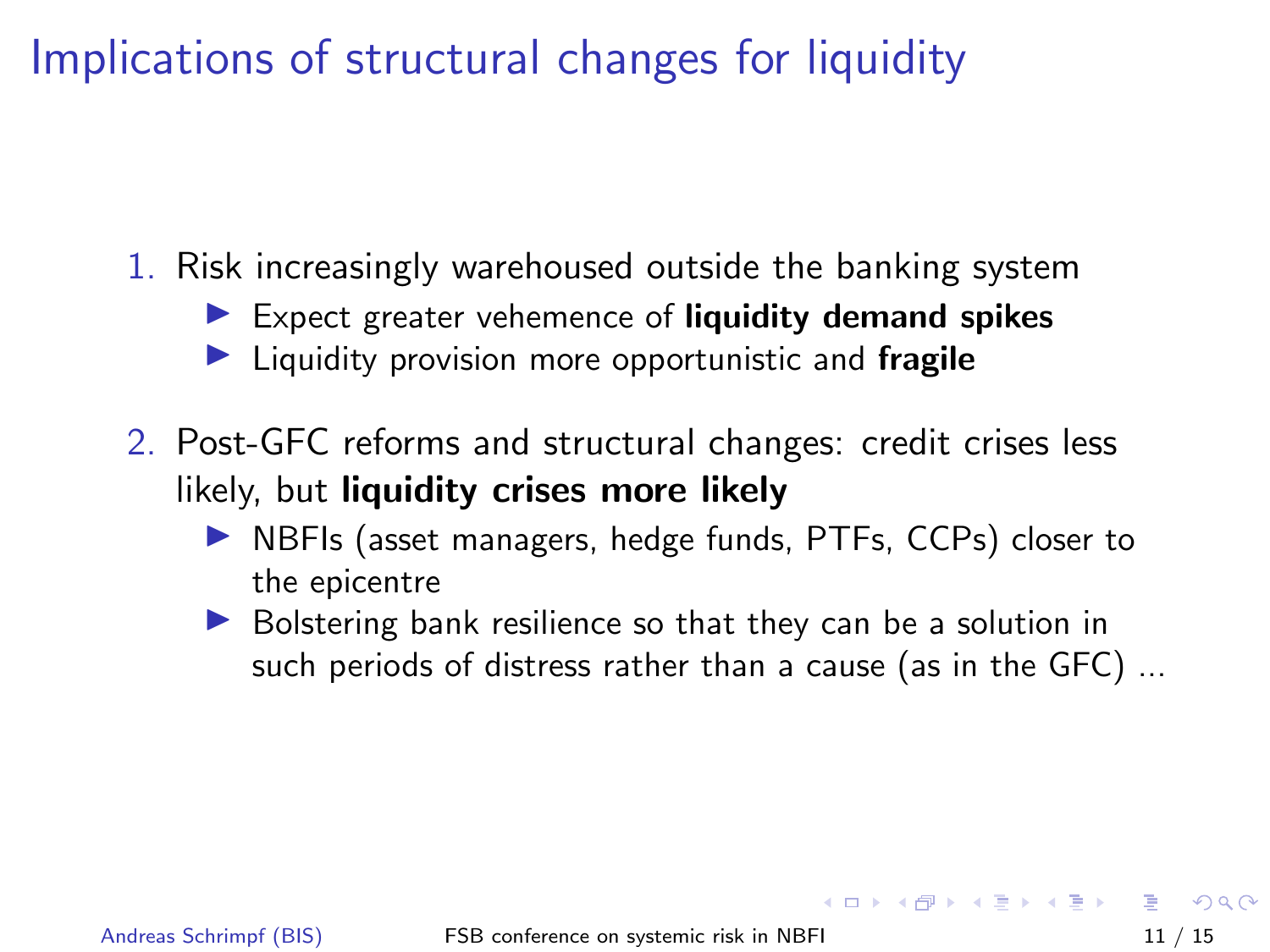# Implications of structural changes for liquidity

1. Risk increasingly warehoused outside the banking system
   - Expect greater vehemence of **liquidity demand spikes**
   - Liquidity provision more opportunistic and **fragile**

2. Post-GFC reforms and structural changes: credit crises less likely, but **liquidity crises more likely**
   - NBFIs (asset managers, hedge funds, PTFs, CCPs) closer to the epicentre
   - Bolstering bank resilience so that they can be a solution in such periods of distress rather than a cause (as in the GFC) ...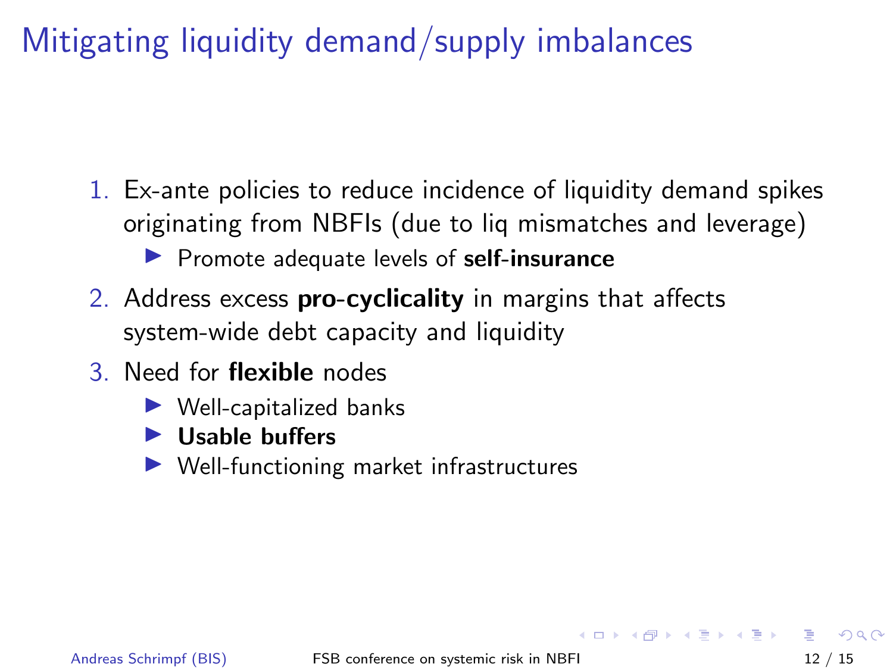# Mitigating liquidity demand/supply imbalances

1. Ex-ante policies to reduce incidence of liquidity demand spikes originating from NBFIs (due to liq mismatches and leverage)
   - Promote adequate levels of **self-insurance**
2. Address excess **pro-cyclicality** in margins that affects system-wide debt capacity and liquidity
3. Need for **flexible** nodes
   - Well-capitalized banks
   - **Usable buffers**
   - Well-functioning market infrastructures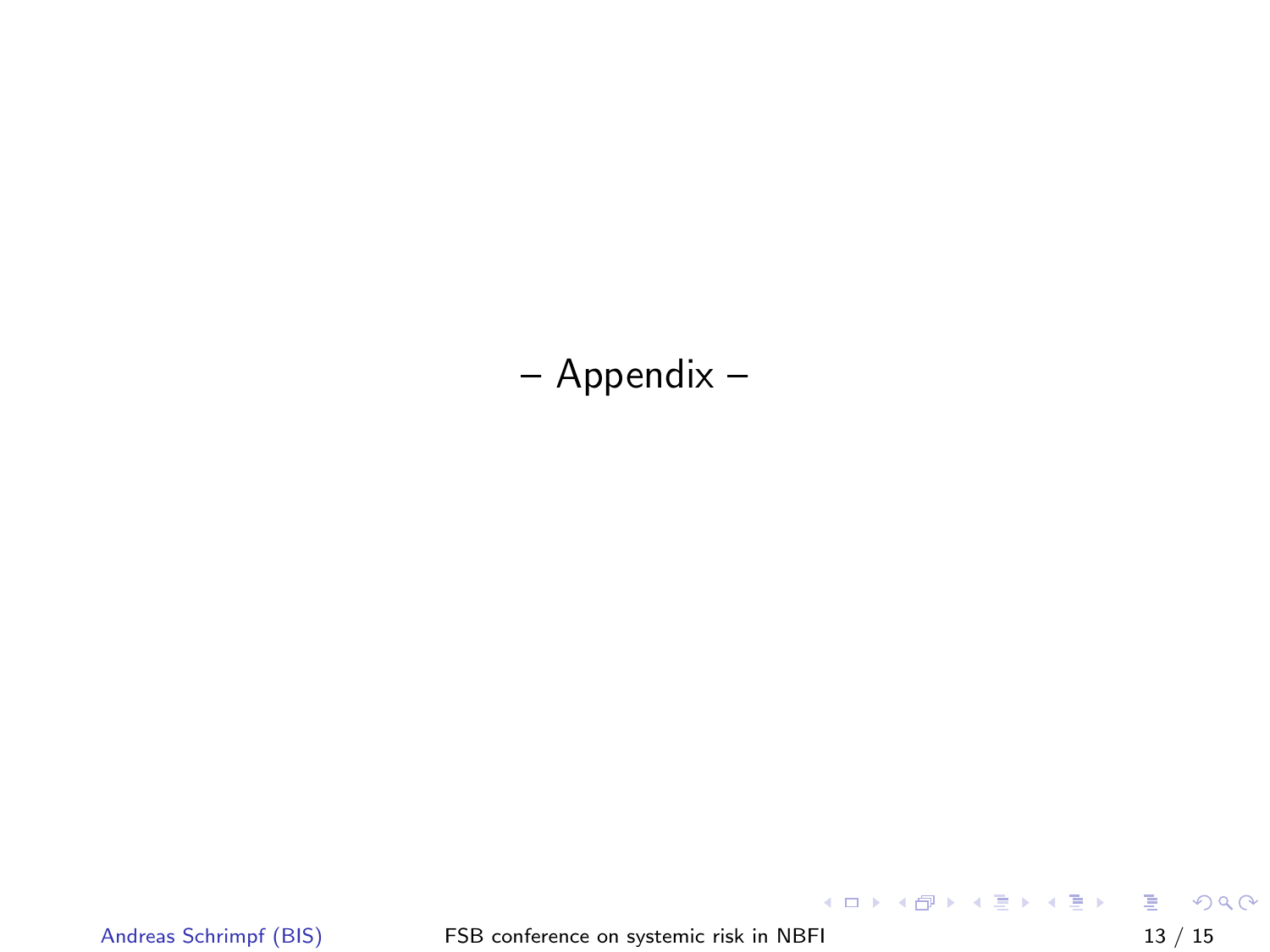– Appendix –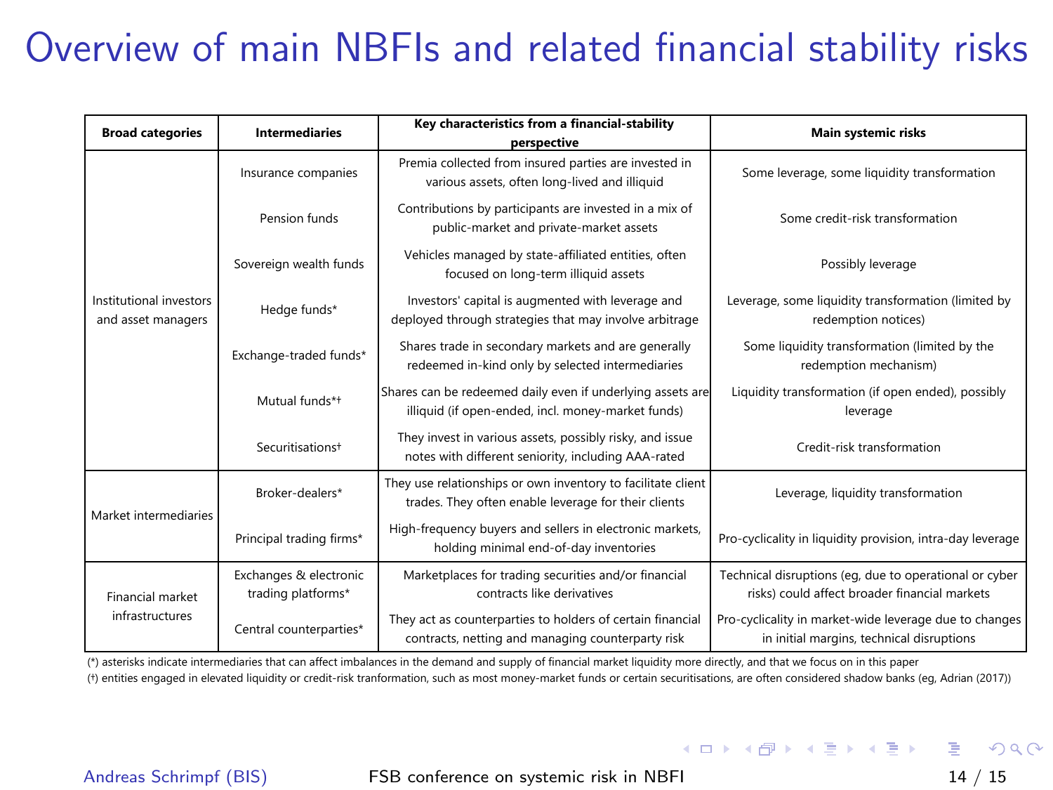# Overview of main NBFIs and related financial stability risks

| Broad categories | Intermediaries | Key characteristics from a financial-stability perspective | Main systemic risks |
|---|---|---|---|
| Institutional investors and asset managers | Insurance companies | Premia collected from insured parties are invested in various assets, often long-lived and illiquid | Some leverage, some liquidity transformation |
| | Pension funds | Contributions by participants are invested in a mix of public-market and private-market assets | Some credit-risk transformation |
| | Sovereign wealth funds | Vehicles managed by state-affiliated entities, often focused on long-term illiquid assets | Possibly leverage |
| | Hedge funds* | Investors' capital is augmented with leverage and deployed through strategies that may involve arbitrage | Leverage, some liquidity transformation (limited by redemption notices) |
| | Exchange-traded funds* | Shares trade in secondary markets and are generally redeemed in-kind only by selected intermediaries | Some liquidity transformation (limited by the redemption mechanism) |
| | Mutual funds*† | Shares can be redeemed daily even if underlying assets are illiquid (if open-ended, incl. money-market funds) | Liquidity transformation (if open ended), possibly leverage |
| | Securitisations† | They invest in various assets, possibly risky, and issue notes with different seniority, including AAA-rated | Credit-risk transformation |
| Market intermediaries | Broker-dealers* | They use relationships or own inventory to facilitate client trades. They often enable leverage for their clients | Leverage, liquidity transformation |
| | Principal trading firms* | High-frequency buyers and sellers in electronic markets, holding minimal end-of-day inventories | Pro-cyclicality in liquidity provision, intra-day leverage |
| Financial market infrastructures | Exchanges & electronic trading platforms* | Marketplaces for trading securities and/or financial contracts like derivatives | Technical disruptions (eg, due to operational or cyber risks) could affect broader financial markets |
| | Central counterparties* | They act as counterparties to holders of certain financial contracts, netting and managing counterparty risk | Pro-cyclicality in market-wide leverage due to changes in initial margins, technical disruptions |

(*) asterisks indicate intermediaries that can affect imbalances in the demand and supply of financial market liquidity more directly, and that we focus on in this paper

(†) entities engaged in elevated liquidity or credit-risk tranformation, such as most money-market funds or certain securitisations, are often considered shadow banks (eg, Adrian (2017))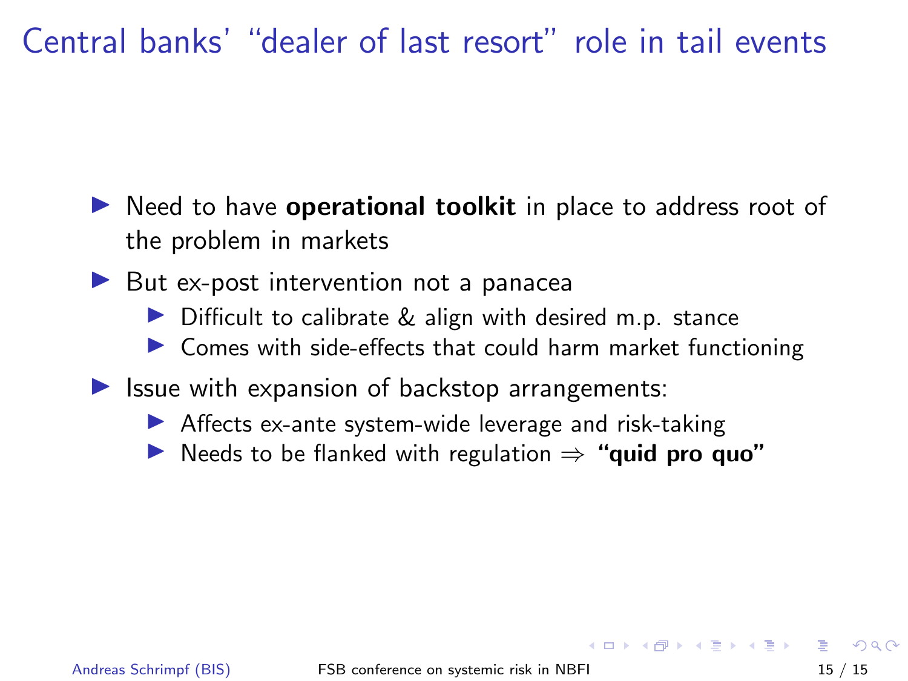# Central banks' "dealer of last resort" role in tail events

- Need to have **operational toolkit** in place to address root of the problem in markets
- But ex-post intervention not a panacea
  - Difficult to calibrate & align with desired m.p. stance
  - Comes with side-effects that could harm market functioning
- Issue with expansion of backstop arrangements:
  - Affects ex-ante system-wide leverage and risk-taking
  - Needs to be flanked with regulation $\Rightarrow$ **"quid pro quo"**